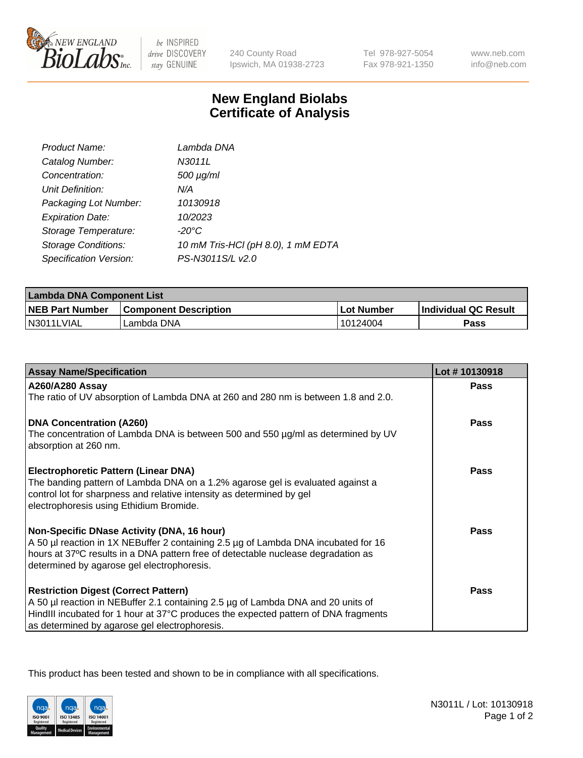# New England Biolabs Certificate of Analysis

| | |
|---|---|
| *Product Name:* | *Lambda DNA* |
| *Catalog Number:* | *N3011L* |
| *Concentration:* | *500 µg/ml* |
| *Unit Definition:* | *N/A* |
| *Packaging Lot Number:* | *10130918* |
| *Expiration Date:* | *10/2023* |
| *Storage Temperature:* | *-20°C* |
| *Storage Conditions:* | *10 mM Tris-HCl (pH 8.0), 1 mM EDTA* |
| *Specification Version:* | *PS-N3011S/L v2.0* |

| **Lambda DNA Component List** | | | |
|---|---|---|---|
| **NEB Part Number** | **Component Description** | **Lot Number** | **Individual QC Result** |
| N3011LVIAL | Lambda DNA | 10124004 | **Pass** |

| **Assay Name/Specification** | **Lot # 10130918** |
|---|---|
| **A260/A280 Assay**<br>The ratio of UV absorption of Lambda DNA at 260 and 280 nm is between 1.8 and 2.0. | **Pass** |
| **DNA Concentration (A260)**<br>The concentration of Lambda DNA is between 500 and 550 µg/ml as determined by UV absorption at 260 nm. | **Pass** |
| **Electrophoretic Pattern (Linear DNA)**<br>The banding pattern of Lambda DNA on a 1.2% agarose gel is evaluated against a control lot for sharpness and relative intensity as determined by gel electrophoresis using Ethidium Bromide. | **Pass** |
| **Non-Specific DNase Activity (DNA, 16 hour)**<br>A 50 µl reaction in 1X NEBuffer 2 containing 2.5 µg of Lambda DNA incubated for 16 hours at 37ºC results in a DNA pattern free of detectable nuclease degradation as determined by agarose gel electrophoresis. | **Pass** |
| **Restriction Digest (Correct Pattern)**<br>A 50 µl reaction in NEBuffer 2.1 containing 2.5 µg of Lambda DNA and 20 units of HindIII incubated for 1 hour at 37°C produces the expected pattern of DNA fragments as determined by agarose gel electrophoresis. | **Pass** |

This product has been tested and shown to be in compliance with all specifications.

N3011L / Lot: 10130918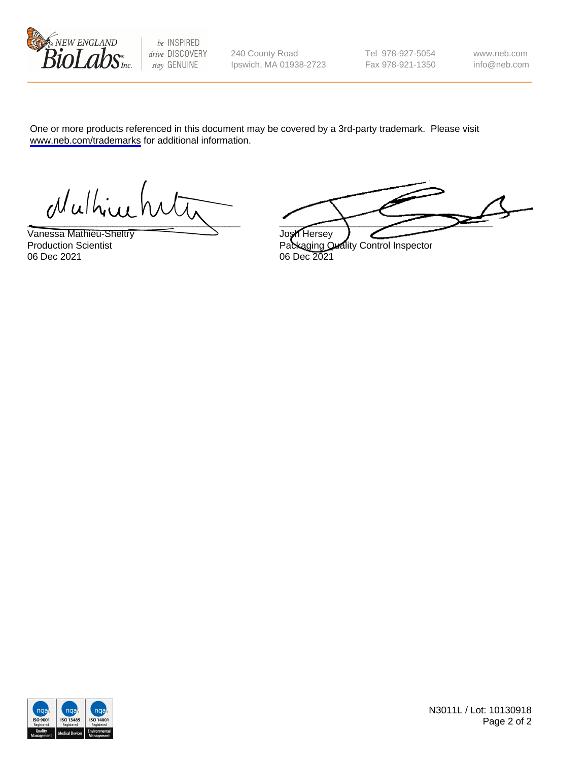One or more products referenced in this document may be covered by a 3rd-party trademark. Please visit www.neb.com/trademarks for additional information.

Vanessa Mathieu-Sheltry
Production Scientist
06 Dec 2021

Josh Hersey
Packaging Quality Control Inspector
06 Dec 2021

N3011L / Lot: 10130918